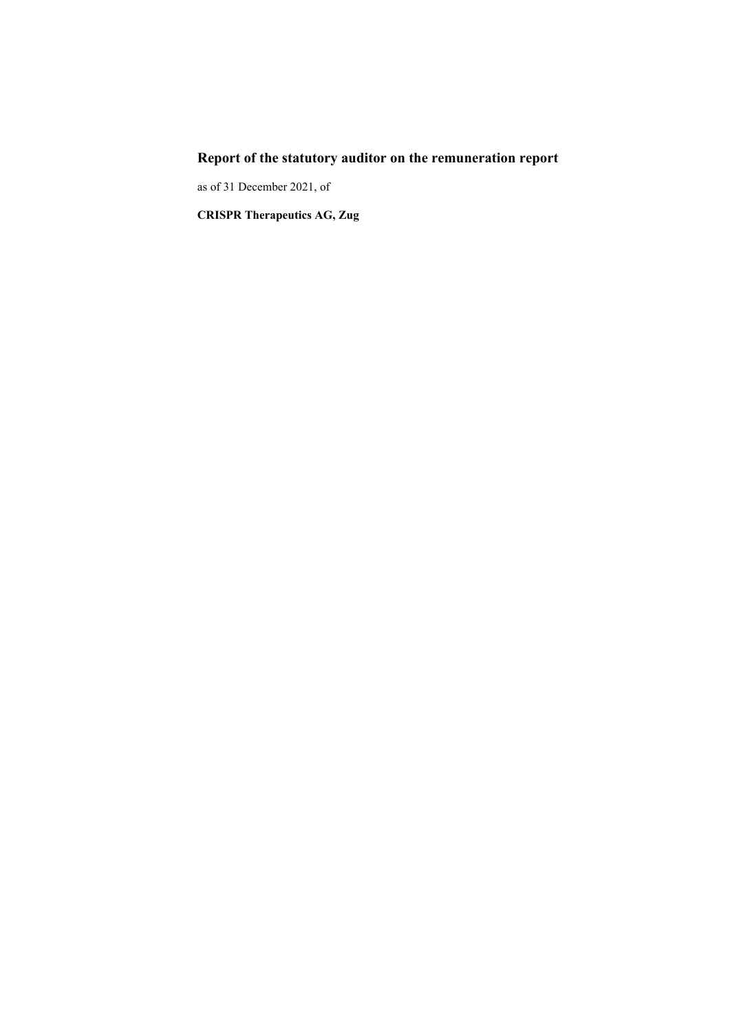# Report of the statutory auditor on the remuneration report

as of 31 December 2021, of

**CRISPR Therapeutics AG, Zug**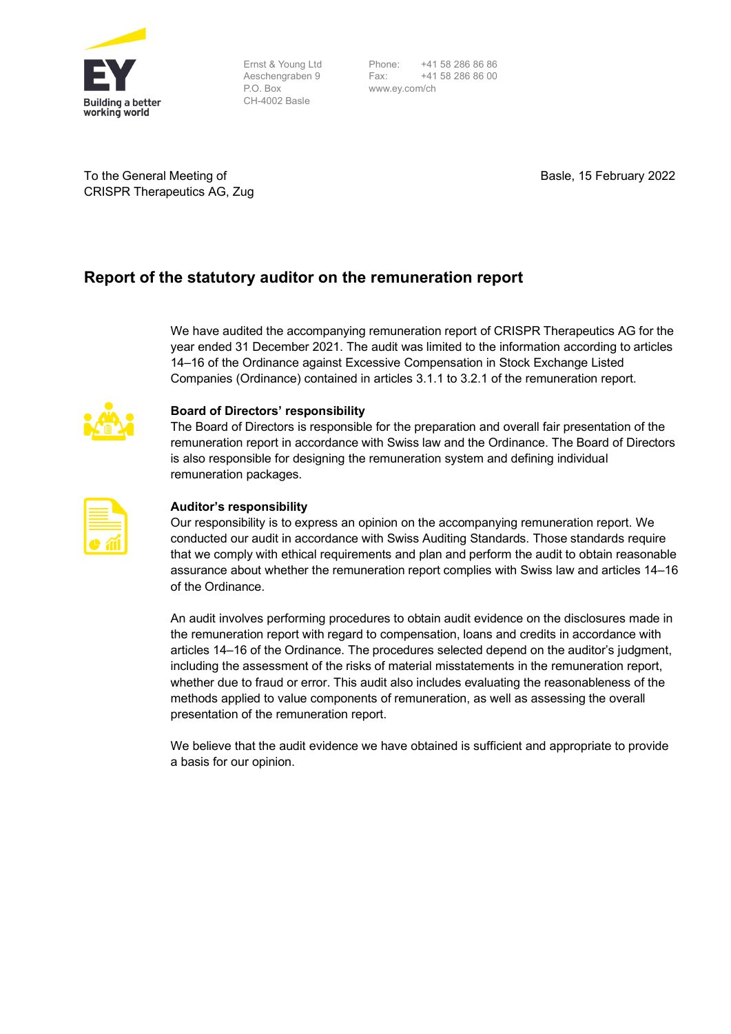Ernst & Young Ltd
Aeschengraben 9
P.O. Box
CH-4002 Basle

Phone: +41 58 286 86 86
Fax: +41 58 286 86 00
www.ey.com/ch

To the General Meeting of
CRISPR Therapeutics AG, Zug

Basle, 15 February 2022

## Report of the statutory auditor on the remuneration report

We have audited the accompanying remuneration report of CRISPR Therapeutics AG for the year ended 31 December 2021. The audit was limited to the information according to articles 14–16 of the Ordinance against Excessive Compensation in Stock Exchange Listed Companies (Ordinance) contained in articles 3.1.1 to 3.2.1 of the remuneration report.

**Board of Directors' responsibility**
The Board of Directors is responsible for the preparation and overall fair presentation of the remuneration report in accordance with Swiss law and the Ordinance. The Board of Directors is also responsible for designing the remuneration system and defining individual remuneration packages.

**Auditor's responsibility**
Our responsibility is to express an opinion on the accompanying remuneration report. We conducted our audit in accordance with Swiss Auditing Standards. Those standards require that we comply with ethical requirements and plan and perform the audit to obtain reasonable assurance about whether the remuneration report complies with Swiss law and articles 14–16 of the Ordinance.

An audit involves performing procedures to obtain audit evidence on the disclosures made in the remuneration report with regard to compensation, loans and credits in accordance with articles 14–16 of the Ordinance. The procedures selected depend on the auditor's judgment, including the assessment of the risks of material misstatements in the remuneration report, whether due to fraud or error. This audit also includes evaluating the reasonableness of the methods applied to value components of remuneration, as well as assessing the overall presentation of the remuneration report.

We believe that the audit evidence we have obtained is sufficient and appropriate to provide a basis for our opinion.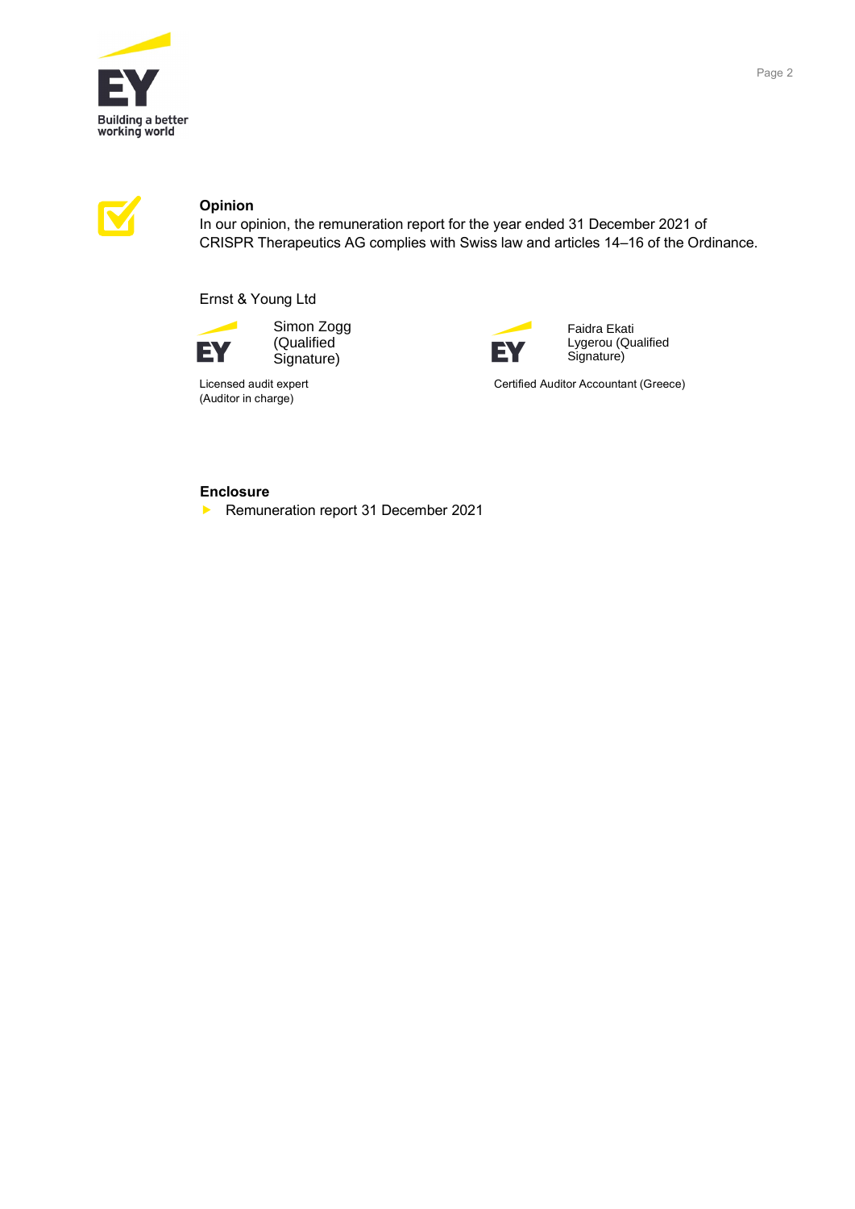## Opinion

In our opinion, the remuneration report for the year ended 31 December 2021 of CRISPR Therapeutics AG complies with Swiss law and articles 14–16 of the Ordinance.

Ernst & Young Ltd

| Simon Zogg (Qualified Signature) | Faidra Ekati Lygerou (Qualified Signature) |
|---|---|
| Licensed audit expert (Auditor in charge) | Certified Auditor Accountant (Greece) |

## Enclosure

- Remuneration report 31 December 2021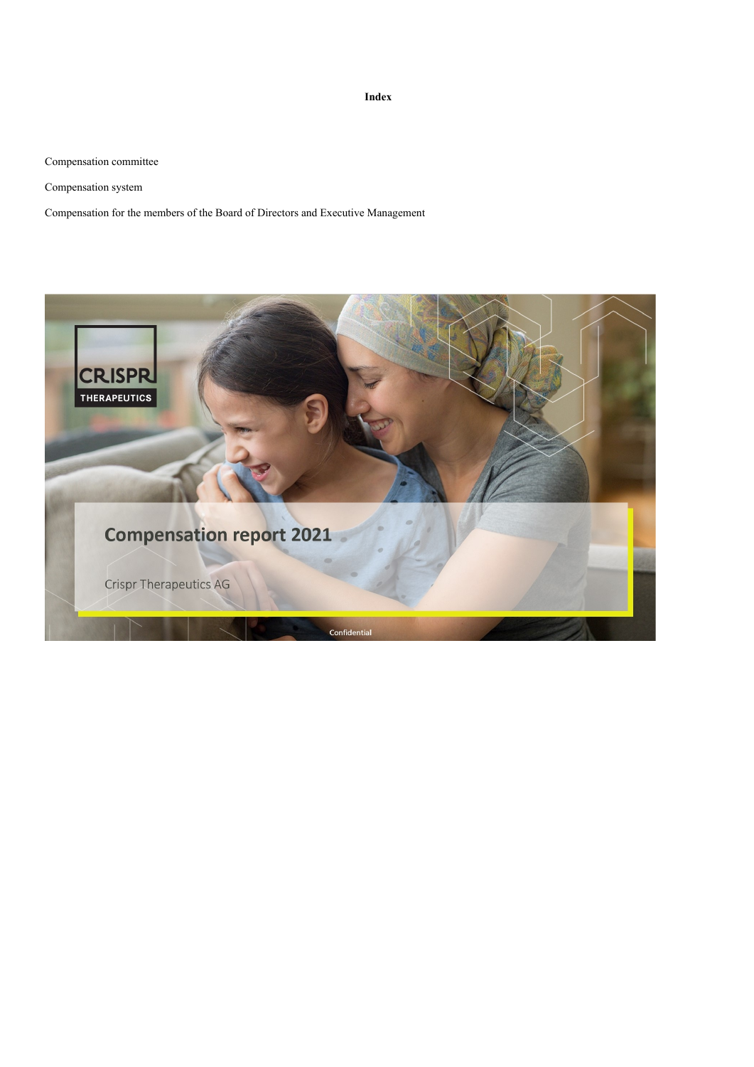**Index**

Compensation committee

Compensation system

Compensation for the members of the Board of Directors and Executive Management

CRISPR THERAPEUTICS

# Compensation report 2021

Crispr Therapeutics AG

Confidential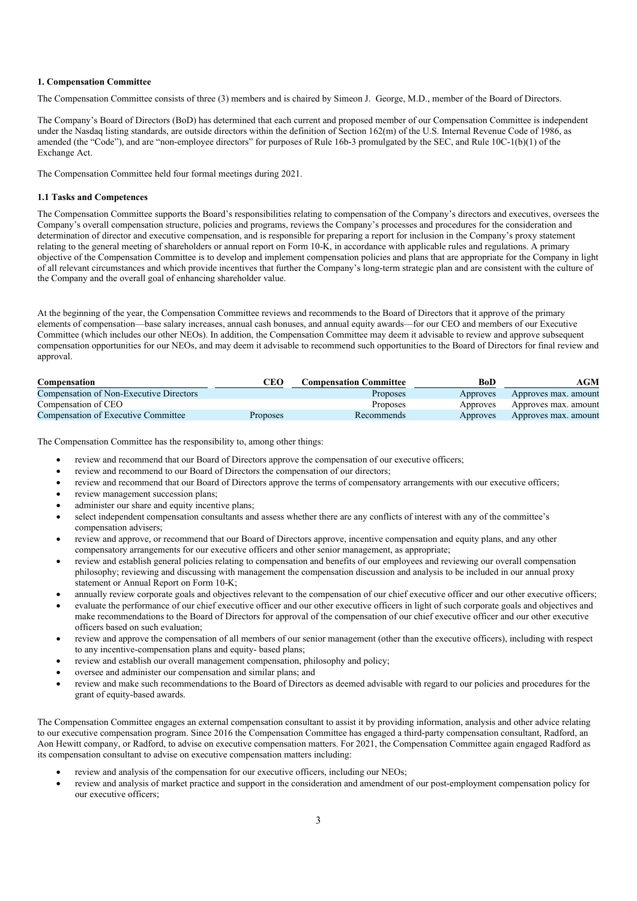### 1. Compensation Committee

The Compensation Committee consists of three (3) members and is chaired by Simeon J. George, M.D., member of the Board of Directors.

The Company's Board of Directors (BoD) has determined that each current and proposed member of our Compensation Committee is independent under the Nasdaq listing standards, are outside directors within the definition of Section 162(m) of the U.S. Internal Revenue Code of 1986, as amended (the "Code"), and are "non-employee directors" for purposes of Rule 16b-3 promulgated by the SEC, and Rule 10C-1(b)(1) of the Exchange Act.

The Compensation Committee held four formal meetings during 2021.

#### 1.1 Tasks and Competences

The Compensation Committee supports the Board's responsibilities relating to compensation of the Company's directors and executives, oversees the Company's overall compensation structure, policies and programs, reviews the Company's processes and procedures for the consideration and determination of director and executive compensation, and is responsible for preparing a report for inclusion in the Company's proxy statement relating to the general meeting of shareholders or annual report on Form 10-K, in accordance with applicable rules and regulations. A primary objective of the Compensation Committee is to develop and implement compensation policies and plans that are appropriate for the Company in light of all relevant circumstances and which provide incentives that further the Company's long-term strategic plan and are consistent with the culture of the Company and the overall goal of enhancing shareholder value.

At the beginning of the year, the Compensation Committee reviews and recommends to the Board of Directors that it approve of the primary elements of compensation—base salary increases, annual cash bonuses, and annual equity awards—for our CEO and members of our Executive Committee (which includes our other NEOs). In addition, the Compensation Committee may deem it advisable to review and approve subsequent compensation opportunities for our NEOs, and may deem it advisable to recommend such opportunities to the Board of Directors for final review and approval.

| Compensation | CEO | Compensation Committee | BoD | AGM |
|---|---|---|---|---|
| Compensation of Non-Executive Directors | | Proposes | Approves | Approves max. amount |
| Compensation of CEO | | Proposes | Approves | Approves max. amount |
| Compensation of Executive Committee | Proposes | Recommends | Approves | Approves max. amount |

The Compensation Committee has the responsibility to, among other things:

- review and recommend that our Board of Directors approve the compensation of our executive officers;
- review and recommend to our Board of Directors the compensation of our directors;
- review and recommend that our Board of Directors approve the terms of compensatory arrangements with our executive officers;
- review management succession plans;
- administer our share and equity incentive plans;
- select independent compensation consultants and assess whether there are any conflicts of interest with any of the committee's compensation advisers;
- review and approve, or recommend that our Board of Directors approve, incentive compensation and equity plans, and any other compensatory arrangements for our executive officers and other senior management, as appropriate;
- review and establish general policies relating to compensation and benefits of our employees and reviewing our overall compensation philosophy; reviewing and discussing with management the compensation discussion and analysis to be included in our annual proxy statement or Annual Report on Form 10-K;
- annually review corporate goals and objectives relevant to the compensation of our chief executive officer and our other executive officers;
- evaluate the performance of our chief executive officer and our other executive officers in light of such corporate goals and objectives and make recommendations to the Board of Directors for approval of the compensation of our chief executive officer and our other executive officers based on such evaluation;
- review and approve the compensation of all members of our senior management (other than the executive officers), including with respect to any incentive-compensation plans and equity- based plans;
- review and establish our overall management compensation, philosophy and policy;
- oversee and administer our compensation and similar plans; and
- review and make such recommendations to the Board of Directors as deemed advisable with regard to our policies and procedures for the grant of equity-based awards.

The Compensation Committee engages an external compensation consultant to assist it by providing information, analysis and other advice relating to our executive compensation program. Since 2016 the Compensation Committee has engaged a third-party compensation consultant, Radford, an Aon Hewitt company, or Radford, to advise on executive compensation matters. For 2021, the Compensation Committee again engaged Radford as its compensation consultant to advise on executive compensation matters including:

- review and analysis of the compensation for our executive officers, including our NEOs;
- review and analysis of market practice and support in the consideration and amendment of our post-employment compensation policy for our executive officers;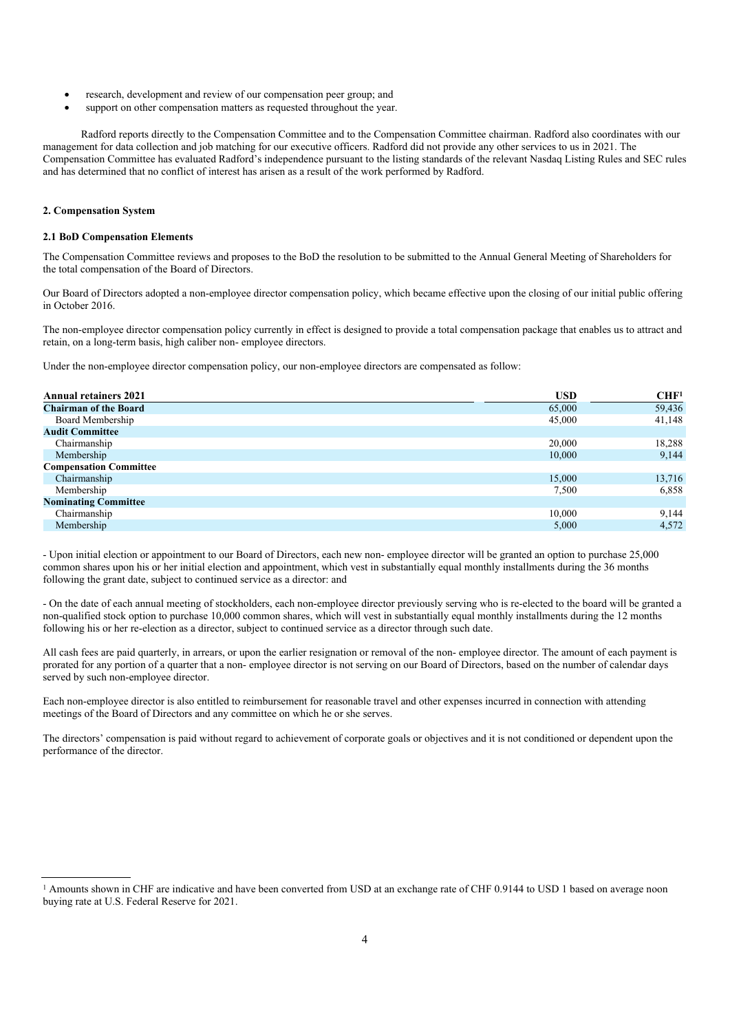- research, development and review of our compensation peer group; and
- support on other compensation matters as requested throughout the year.

Radford reports directly to the Compensation Committee and to the Compensation Committee chairman. Radford also coordinates with our management for data collection and job matching for our executive officers. Radford did not provide any other services to us in 2021. The Compensation Committee has evaluated Radford's independence pursuant to the listing standards of the relevant Nasdaq Listing Rules and SEC rules and has determined that no conflict of interest has arisen as a result of the work performed by Radford.

## 2. Compensation System

### 2.1 BoD Compensation Elements

The Compensation Committee reviews and proposes to the BoD the resolution to be submitted to the Annual General Meeting of Shareholders for the total compensation of the Board of Directors.

Our Board of Directors adopted a non-employee director compensation policy, which became effective upon the closing of our initial public offering in October 2016.

The non-employee director compensation policy currently in effect is designed to provide a total compensation package that enables us to attract and retain, on a long-term basis, high caliber non- employee directors.

Under the non-employee director compensation policy, our non-employee directors are compensated as follow:

| Annual retainers 2021 | USD | CHF[1] |
|---|---|---|
| **Chairman of the Board** | 65,000 | 59,436 |
| Board Membership | 45,000 | 41,148 |
| **Audit Committee** | | |
| Chairmanship | 20,000 | 18,288 |
| Membership | 10,000 | 9,144 |
| **Compensation Committee** | | |
| Chairmanship | 15,000 | 13,716 |
| Membership | 7,500 | 6,858 |
| **Nominating Committee** | | |
| Chairmanship | 10,000 | 9,144 |
| Membership | 5,000 | 4,572 |

- Upon initial election or appointment to our Board of Directors, each new non- employee director will be granted an option to purchase 25,000 common shares upon his or her initial election and appointment, which vest in substantially equal monthly installments during the 36 months following the grant date, subject to continued service as a director: and

- On the date of each annual meeting of stockholders, each non-employee director previously serving who is re-elected to the board will be granted a non-qualified stock option to purchase 10,000 common shares, which will vest in substantially equal monthly installments during the 12 months following his or her re-election as a director, subject to continued service as a director through such date.

All cash fees are paid quarterly, in arrears, or upon the earlier resignation or removal of the non- employee director. The amount of each payment is prorated for any portion of a quarter that a non- employee director is not serving on our Board of Directors, based on the number of calendar days served by such non-employee director.

Each non-employee director is also entitled to reimbursement for reasonable travel and other expenses incurred in connection with attending meetings of the Board of Directors and any committee on which he or she serves.

The directors' compensation is paid without regard to achievement of corporate goals or objectives and it is not conditioned or dependent upon the performance of the director.

[1] Amounts shown in CHF are indicative and have been converted from USD at an exchange rate of CHF 0.9144 to USD 1 based on average noon buying rate at U.S. Federal Reserve for 2021.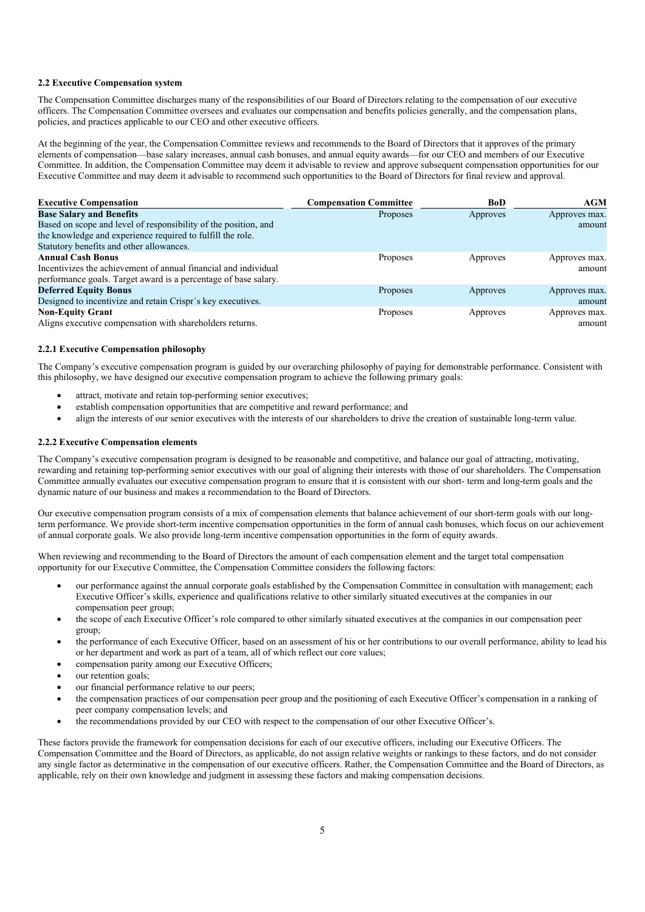### 2.2 Executive Compensation system

The Compensation Committee discharges many of the responsibilities of our Board of Directors relating to the compensation of our executive officers. The Compensation Committee oversees and evaluates our compensation and benefits policies generally, and the compensation plans, policies, and practices applicable to our CEO and other executive officers.

At the beginning of the year, the Compensation Committee reviews and recommends to the Board of Directors that it approves of the primary elements of compensation—base salary increases, annual cash bonuses, and annual equity awards—for our CEO and members of our Executive Committee. In addition, the Compensation Committee may deem it advisable to review and approve subsequent compensation opportunities for our Executive Committee and may deem it advisable to recommend such opportunities to the Board of Directors for final review and approval.

| Executive Compensation | Compensation Committee | BoD | AGM |
|---|---|---|---|
| **Base Salary and Benefits**<br>Based on scope and level of responsibility of the position, and the knowledge and experience required to fulfill the role.<br>Statutory benefits and other allowances. | Proposes | Approves | Approves max. amount |
| **Annual Cash Bonus**<br>Incentivizes the achievement of annual financial and individual performance goals. Target award is a percentage of base salary. | Proposes | Approves | Approves max. amount |
| **Deferred Equity Bonus**<br>Designed to incentivize and retain Crispr´s key executives. | Proposes | Approves | Approves max. amount |
| **Non-Equity Grant**<br>Aligns executive compensation with shareholders returns. | Proposes | Approves | Approves max. amount |

#### 2.2.1 Executive Compensation philosophy

The Company's executive compensation program is guided by our overarching philosophy of paying for demonstrable performance. Consistent with this philosophy, we have designed our executive compensation program to achieve the following primary goals:

- attract, motivate and retain top-performing senior executives;
- establish compensation opportunities that are competitive and reward performance; and
- align the interests of our senior executives with the interests of our shareholders to drive the creation of sustainable long-term value.

#### 2.2.2 Executive Compensation elements

The Company's executive compensation program is designed to be reasonable and competitive, and balance our goal of attracting, motivating, rewarding and retaining top-performing senior executives with our goal of aligning their interests with those of our shareholders. The Compensation Committee annually evaluates our executive compensation program to ensure that it is consistent with our short- term and long-term goals and the dynamic nature of our business and makes a recommendation to the Board of Directors.

Our executive compensation program consists of a mix of compensation elements that balance achievement of our short-term goals with our long-term performance. We provide short-term incentive compensation opportunities in the form of annual cash bonuses, which focus on our achievement of annual corporate goals. We also provide long-term incentive compensation opportunities in the form of equity awards.

When reviewing and recommending to the Board of Directors the amount of each compensation element and the target total compensation opportunity for our Executive Committee, the Compensation Committee considers the following factors:

- our performance against the annual corporate goals established by the Compensation Committee in consultation with management; each Executive Officer's skills, experience and qualifications relative to other similarly situated executives at the companies in our compensation peer group;
- the scope of each Executive Officer's role compared to other similarly situated executives at the companies in our compensation peer group;
- the performance of each Executive Officer, based on an assessment of his or her contributions to our overall performance, ability to lead his or her department and work as part of a team, all of which reflect our core values;
- compensation parity among our Executive Officers;
- our retention goals;
- our financial performance relative to our peers;
- the compensation practices of our compensation peer group and the positioning of each Executive Officer's compensation in a ranking of peer company compensation levels; and
- the recommendations provided by our CEO with respect to the compensation of our other Executive Officer's.

These factors provide the framework for compensation decisions for each of our executive officers, including our Executive Officers. The Compensation Committee and the Board of Directors, as applicable, do not assign relative weights or rankings to these factors, and do not consider any single factor as determinative in the compensation of our executive officers. Rather, the Compensation Committee and the Board of Directors, as applicable, rely on their own knowledge and judgment in assessing these factors and making compensation decisions.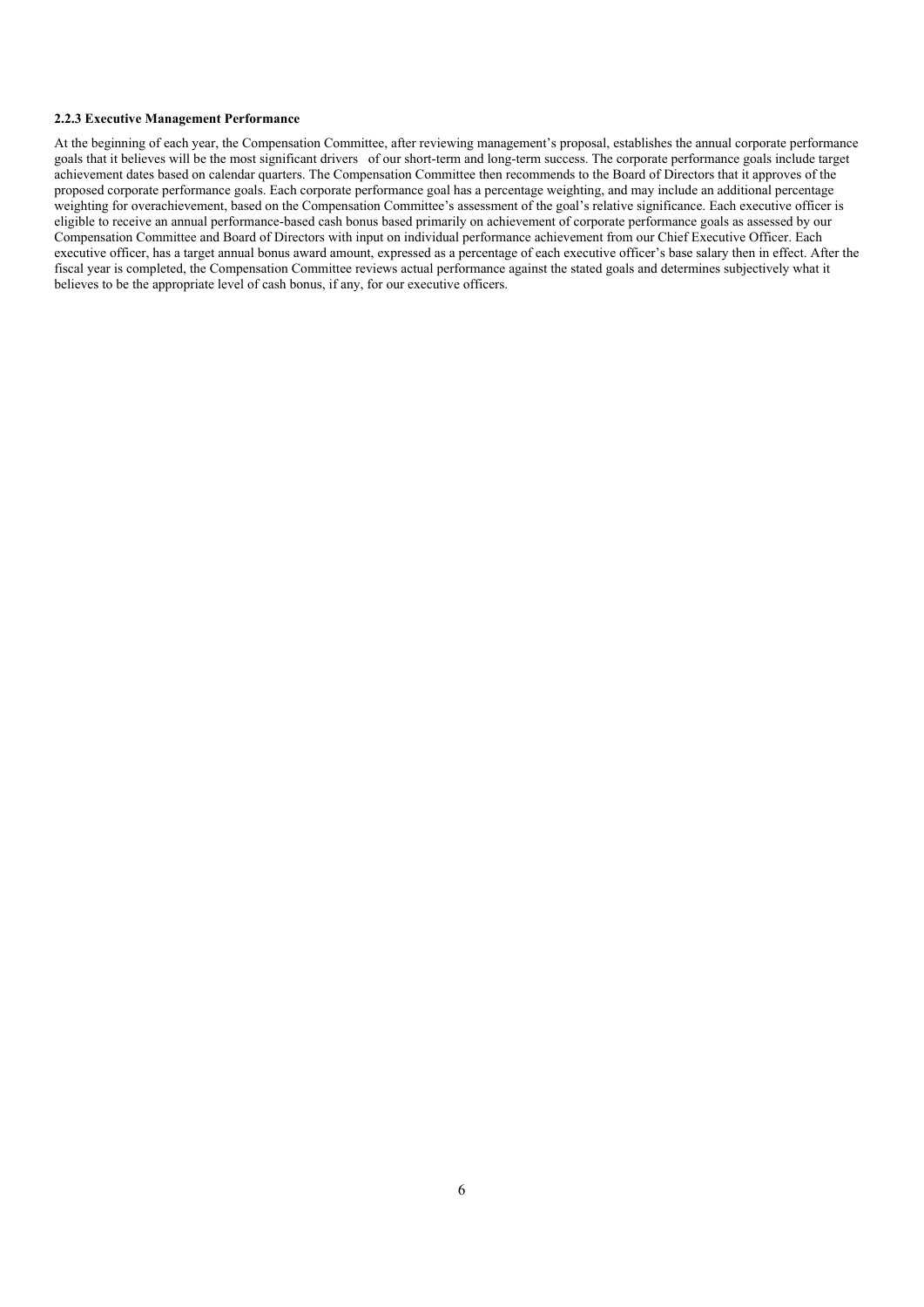**2.2.3 Executive Management Performance**

At the beginning of each year, the Compensation Committee, after reviewing management's proposal, establishes the annual corporate performance goals that it believes will be the most significant drivers of our short-term and long-term success. The corporate performance goals include target achievement dates based on calendar quarters. The Compensation Committee then recommends to the Board of Directors that it approves of the proposed corporate performance goals. Each corporate performance goal has a percentage weighting, and may include an additional percentage weighting for overachievement, based on the Compensation Committee's assessment of the goal's relative significance. Each executive officer is eligible to receive an annual performance-based cash bonus based primarily on achievement of corporate performance goals as assessed by our Compensation Committee and Board of Directors with input on individual performance achievement from our Chief Executive Officer. Each executive officer, has a target annual bonus award amount, expressed as a percentage of each executive officer's base salary then in effect. After the fiscal year is completed, the Compensation Committee reviews actual performance against the stated goals and determines subjectively what it believes to be the appropriate level of cash bonus, if any, for our executive officers.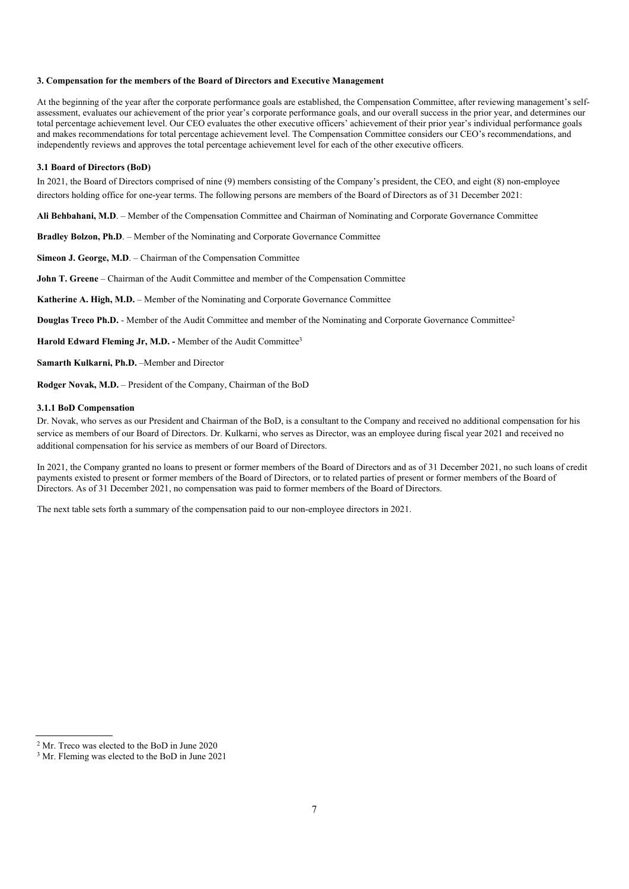### 3. Compensation for the members of the Board of Directors and Executive Management

At the beginning of the year after the corporate performance goals are established, the Compensation Committee, after reviewing management's self-assessment, evaluates our achievement of the prior year's corporate performance goals, and our overall success in the prior year, and determines our total percentage achievement level. Our CEO evaluates the other executive officers' achievement of their prior year's individual performance goals and makes recommendations for total percentage achievement level. The Compensation Committee considers our CEO's recommendations, and independently reviews and approves the total percentage achievement level for each of the other executive officers.

#### 3.1 Board of Directors (BoD)

In 2021, the Board of Directors comprised of nine (9) members consisting of the Company's president, the CEO, and eight (8) non-employee directors holding office for one-year terms. The following persons are members of the Board of Directors as of 31 December 2021:

**Ali Behbahani, M.D**. – Member of the Compensation Committee and Chairman of Nominating and Corporate Governance Committee

**Bradley Bolzon, Ph.D**. – Member of the Nominating and Corporate Governance Committee

**Simeon J. George, M.D**. – Chairman of the Compensation Committee

**John T. Greene** – Chairman of the Audit Committee and member of the Compensation Committee

**Katherine A. High, M.D.** – Member of the Nominating and Corporate Governance Committee

**Douglas Treco Ph.D.** - Member of the Audit Committee and member of the Nominating and Corporate Governance Committee[2]

**Harold Edward Fleming Jr, M.D. -** Member of the Audit Committee[3]

**Samarth Kulkarni, Ph.D.** –Member and Director

**Rodger Novak, M.D.** – President of the Company, Chairman of the BoD

#### 3.1.1 BoD Compensation

Dr. Novak, who serves as our President and Chairman of the BoD, is a consultant to the Company and received no additional compensation for his service as members of our Board of Directors. Dr. Kulkarni, who serves as Director, was an employee during fiscal year 2021 and received no additional compensation for his service as members of our Board of Directors.

In 2021, the Company granted no loans to present or former members of the Board of Directors and as of 31 December 2021, no such loans of credit payments existed to present or former members of the Board of Directors, or to related parties of present or former members of the Board of Directors. As of 31 December 2021, no compensation was paid to former members of the Board of Directors.

The next table sets forth a summary of the compensation paid to our non-employee directors in 2021.

[2] Mr. Treco was elected to the BoD in June 2020

[3] Mr. Fleming was elected to the BoD in June 2021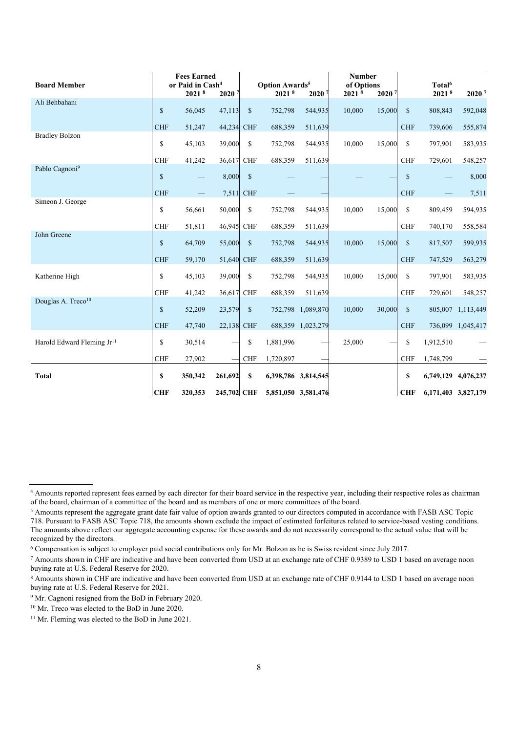| Board Member | Fees Earned or Paid in Cash[4] | | | Option Awards[5] | | | Number of Options | | Total[6] | | |
|---|---|---|---|---|---|---|---|---|---|---|---|
| | | 2021 [8] | 2020 [7] | | 2021 [8] | 2020 [7] | 2021 [8] | 2020 [7] | | 2021 [8] | 2020 [7] |
| Ali Behbahani | $ | 56,045 | 47,113 | $ | 752,798 | 544,935 | 10,000 | 15,000 | $ | 808,843 | 592,048 |
| | CHF | 51,247 | 44,234 | CHF | 688,359 | 511,639 | | | CHF | 739,606 | 555,874 |
| Bradley Bolzon | $ | 45,103 | 39,000 | $ | 752,798 | 544,935 | 10,000 | 15,000 | $ | 797,901 | 583,935 |
| | CHF | 41,242 | 36,617 | CHF | 688,359 | 511,639 | | | CHF | 729,601 | 548,257 |
| Pablo Cagnoni[9] | $ | — | 8,000 | $ | — | — | — | — | $ | — | 8,000 |
| | CHF | — | 7,511 | CHF | — | — | | | CHF | — | 7,511 |
| Simeon J. George | $ | 56,661 | 50,000 | $ | 752,798 | 544,935 | 10,000 | 15,000 | $ | 809,459 | 594,935 |
| | CHF | 51,811 | 46,945 | CHF | 688,359 | 511,639 | | | CHF | 740,170 | 558,584 |
| John Greene | $ | 64,709 | 55,000 | $ | 752,798 | 544,935 | 10,000 | 15,000 | $ | 817,507 | 599,935 |
| | CHF | 59,170 | 51,640 | CHF | 688,359 | 511,639 | | | CHF | 747,529 | 563,279 |
| Katherine High | $ | 45,103 | 39,000 | $ | 752,798 | 544,935 | 10,000 | 15,000 | $ | 797,901 | 583,935 |
| | CHF | 41,242 | 36,617 | CHF | 688,359 | 511,639 | | | CHF | 729,601 | 548,257 |
| Douglas A. Treco[10] | $ | 52,209 | 23,579 | $ | 752,798 | 1,089,870 | 10,000 | 30,000 | $ | 805,007 | 1,113,449 |
| | CHF | 47,740 | 22,138 | CHF | 688,359 | 1,023,279 | | | CHF | 736,099 | 1,045,417 |
| Harold Edward Fleming Jr[11] | $ | 30,514 | — | $ | 1,881,996 | — | 25,000 | — | $ | 1,912,510 | — |
| | CHF | 27,902 | — | CHF | 1,720,897 | — | | | CHF | 1,748,799 | — |
| **Total** | **$** | **350,342** | **261,692** | **$** | **6,398,786** | **3,814,545** | | | **$** | **6,749,129** | **4,076,237** |
| | **CHF** | **320,353** | **245,702** | **CHF** | **5,851,050** | **3,581,476** | | | **CHF** | **6,171,403** | **3,827,179** |

[4] Amounts reported represent fees earned by each director for their board service in the respective year, including their respective roles as chairman of the board, chairman of a committee of the board and as members of one or more committees of the board.

[5] Amounts represent the aggregate grant date fair value of option awards granted to our directors computed in accordance with FASB ASC Topic 718. Pursuant to FASB ASC Topic 718, the amounts shown exclude the impact of estimated forfeitures related to service-based vesting conditions. The amounts above reflect our aggregate accounting expense for these awards and do not necessarily correspond to the actual value that will be recognized by the directors.

[6] Compensation is subject to employer paid social contributions only for Mr. Bolzon as he is Swiss resident since July 2017.

[7] Amounts shown in CHF are indicative and have been converted from USD at an exchange rate of CHF 0.9389 to USD 1 based on average noon buying rate at U.S. Federal Reserve for 2020.

[8] Amounts shown in CHF are indicative and have been converted from USD at an exchange rate of CHF 0.9144 to USD 1 based on average noon buying rate at U.S. Federal Reserve for 2021.

[9] Mr. Cagnoni resigned from the BoD in February 2020.

[10] Mr. Treco was elected to the BoD in June 2020.

[11] Mr. Fleming was elected to the BoD in June 2021.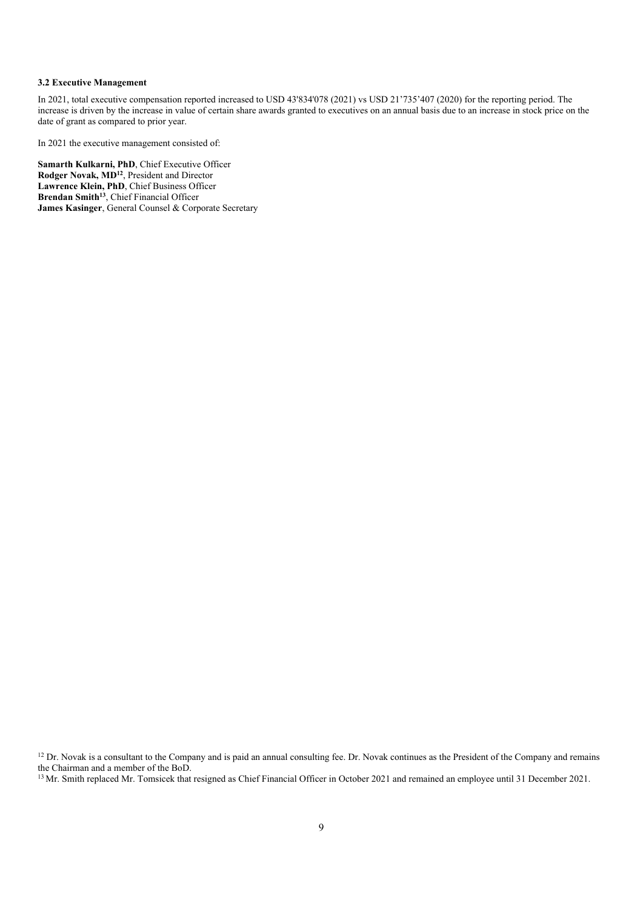### 3.2 Executive Management

In 2021, total executive compensation reported increased to USD 43'834'078 (2021) vs USD 21’735’407 (2020) for the reporting period. The increase is driven by the increase in value of certain share awards granted to executives on an annual basis due to an increase in stock price on the date of grant as compared to prior year.

In 2021 the executive management consisted of:

**Samarth Kulkarni, PhD**, Chief Executive Officer
**Rodger Novak, MD**[12], President and Director
**Lawrence Klein, PhD**, Chief Business Officer
**Brendan Smith**[13], Chief Financial Officer
**James Kasinger**, General Counsel & Corporate Secretary

[12] Dr. Novak is a consultant to the Company and is paid an annual consulting fee. Dr. Novak continues as the President of the Company and remains the Chairman and a member of the BoD.

[13] Mr. Smith replaced Mr. Tomsicek that resigned as Chief Financial Officer in October 2021 and remained an employee until 31 December 2021.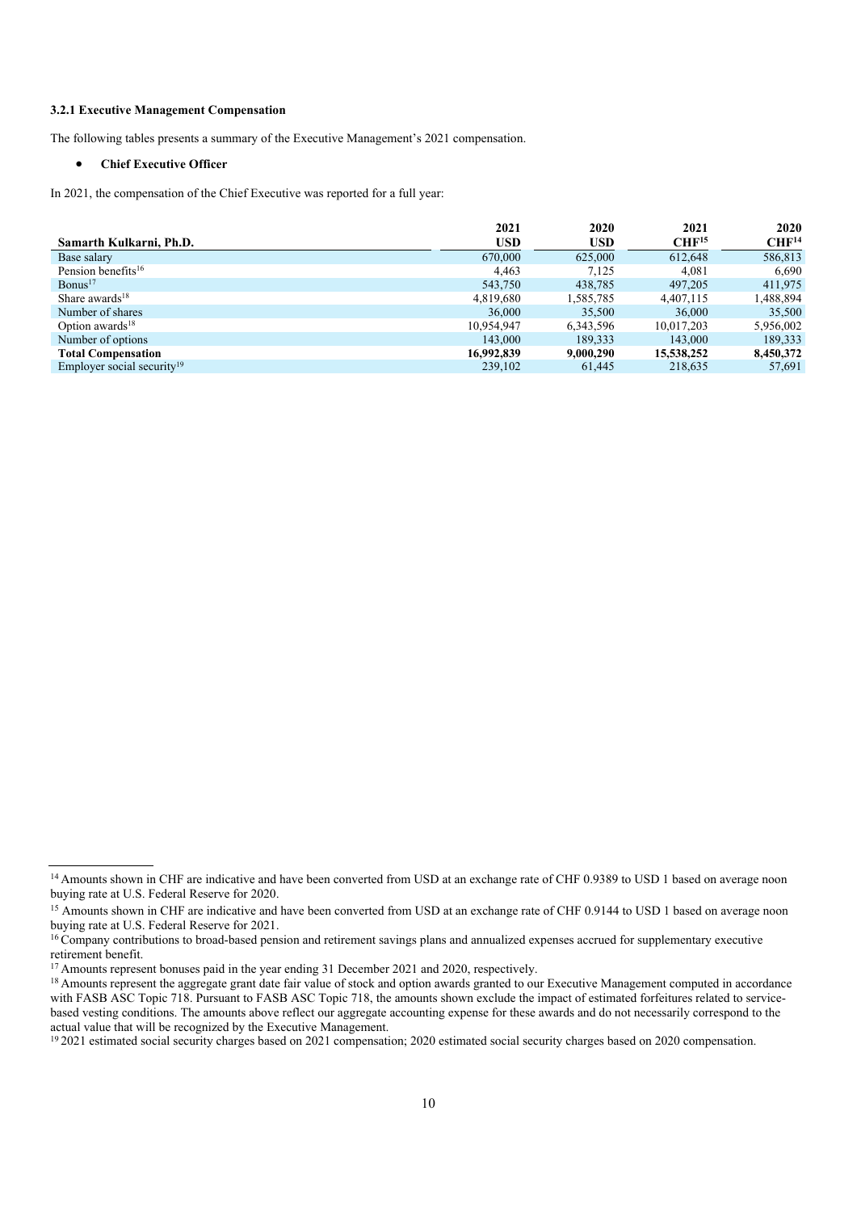### 3.2.1 Executive Management Compensation

The following tables presents a summary of the Executive Management's 2021 compensation.

- **Chief Executive Officer**

In 2021, the compensation of the Chief Executive was reported for a full year:

| Samarth Kulkarni, Ph.D. | 2021 USD | 2020 USD | 2021 CHF[15] | 2020 CHF[14] |
|---|---|---|---|---|
| Base salary | 670,000 | 625,000 | 612,648 | 586,813 |
| Pension benefits[16] | 4,463 | 7,125 | 4,081 | 6,690 |
| Bonus[17] | 543,750 | 438,785 | 497,205 | 411,975 |
| Share awards[18] | 4,819,680 | 1,585,785 | 4,407,115 | 1,488,894 |
| Number of shares | 36,000 | 35,500 | 36,000 | 35,500 |
| Option awards[18] | 10,954,947 | 6,343,596 | 10,017,203 | 5,956,002 |
| Number of options | 143,000 | 189,333 | 143,000 | 189,333 |
| **Total Compensation** | **16,992,839** | **9,000,290** | **15,538,252** | **8,450,372** |
| Employer social security[19] | 239,102 | 61,445 | 218,635 | 57,691 |

[14] Amounts shown in CHF are indicative and have been converted from USD at an exchange rate of CHF 0.9389 to USD 1 based on average noon buying rate at U.S. Federal Reserve for 2020.

[15] Amounts shown in CHF are indicative and have been converted from USD at an exchange rate of CHF 0.9144 to USD 1 based on average noon buying rate at U.S. Federal Reserve for 2021.

[16] Company contributions to broad-based pension and retirement savings plans and annualized expenses accrued for supplementary executive retirement benefit.

[17] Amounts represent bonuses paid in the year ending 31 December 2021 and 2020, respectively.

[18] Amounts represent the aggregate grant date fair value of stock and option awards granted to our Executive Management computed in accordance with FASB ASC Topic 718. Pursuant to FASB ASC Topic 718, the amounts shown exclude the impact of estimated forfeitures related to service-based vesting conditions. The amounts above reflect our aggregate accounting expense for these awards and do not necessarily correspond to the actual value that will be recognized by the Executive Management.

[19] 2021 estimated social security charges based on 2021 compensation; 2020 estimated social security charges based on 2020 compensation.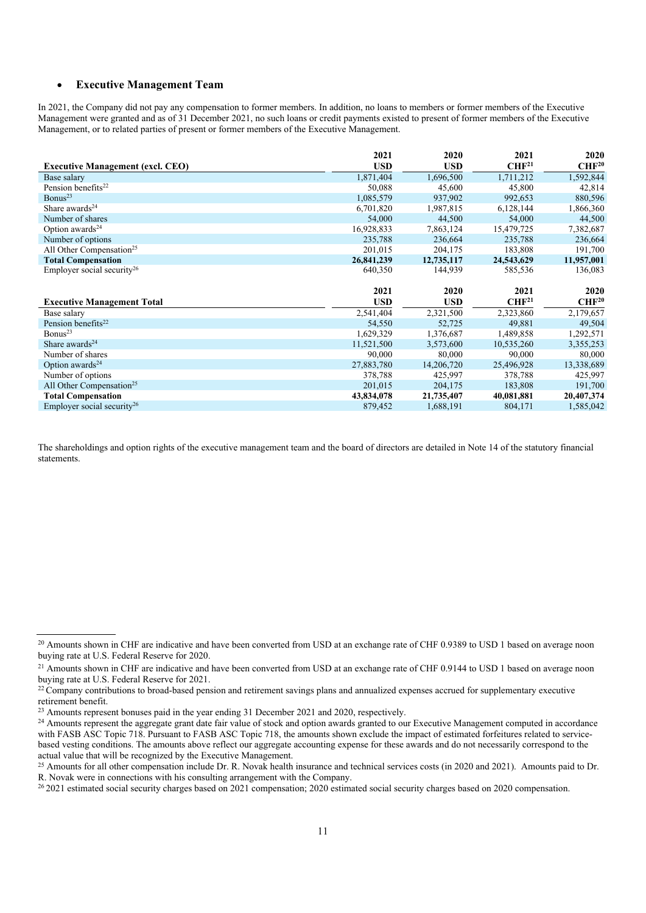- **Executive Management Team**

In 2021, the Company did not pay any compensation to former members. In addition, no loans to members or former members of the Executive Management were granted and as of 31 December 2021, no such loans or credit payments existed to present of former members of the Executive Management, or to related parties of present or former members of the Executive Management.

| Executive Management (excl. CEO) | 2021 USD | 2020 USD | 2021 CHF[21] | 2020 CHF[20] |
|---|---|---|---|---|
| Base salary | 1,871,404 | 1,696,500 | 1,711,212 | 1,592,844 |
| Pension benefits[22] | 50,088 | 45,600 | 45,800 | 42,814 |
| Bonus[23] | 1,085,579 | 937,902 | 992,653 | 880,596 |
| Share awards[24] | 6,701,820 | 1,987,815 | 6,128,144 | 1,866,360 |
| Number of shares | 54,000 | 44,500 | 54,000 | 44,500 |
| Option awards[24] | 16,928,833 | 7,863,124 | 15,479,725 | 7,382,687 |
| Number of options | 235,788 | 236,664 | 235,788 | 236,664 |
| All Other Compensation[25] | 201,015 | 204,175 | 183,808 | 191,700 |
| **Total Compensation** | **26,841,239** | **12,735,117** | **24,543,629** | **11,957,001** |
| Employer social security[26] | 640,350 | 144,939 | 585,536 | 136,083 |

| Executive Management Total | 2021 USD | 2020 USD | 2021 CHF[21] | 2020 CHF[20] |
|---|---|---|---|---|
| Base salary | 2,541,404 | 2,321,500 | 2,323,860 | 2,179,657 |
| Pension benefits[22] | 54,550 | 52,725 | 49,881 | 49,504 |
| Bonus[23] | 1,629,329 | 1,376,687 | 1,489,858 | 1,292,571 |
| Share awards[24] | 11,521,500 | 3,573,600 | 10,535,260 | 3,355,253 |
| Number of shares | 90,000 | 80,000 | 90,000 | 80,000 |
| Option awards[24] | 27,883,780 | 14,206,720 | 25,496,928 | 13,338,689 |
| Number of options | 378,788 | 425,997 | 378,788 | 425,997 |
| All Other Compensation[25] | 201,015 | 204,175 | 183,808 | 191,700 |
| **Total Compensation** | **43,834,078** | **21,735,407** | **40,081,881** | **20,407,374** |
| Employer social security[26] | 879,452 | 1,688,191 | 804,171 | 1,585,042 |

The shareholdings and option rights of the executive management team and the board of directors are detailed in Note 14 of the statutory financial statements.

---

[20] Amounts shown in CHF are indicative and have been converted from USD at an exchange rate of CHF 0.9389 to USD 1 based on average noon buying rate at U.S. Federal Reserve for 2020.

[21] Amounts shown in CHF are indicative and have been converted from USD at an exchange rate of CHF 0.9144 to USD 1 based on average noon buying rate at U.S. Federal Reserve for 2021.

[22] Company contributions to broad-based pension and retirement savings plans and annualized expenses accrued for supplementary executive retirement benefit.

[23] Amounts represent bonuses paid in the year ending 31 December 2021 and 2020, respectively.

[24] Amounts represent the aggregate grant date fair value of stock and option awards granted to our Executive Management computed in accordance with FASB ASC Topic 718. Pursuant to FASB ASC Topic 718, the amounts shown exclude the impact of estimated forfeitures related to service-based vesting conditions. The amounts above reflect our aggregate accounting expense for these awards and do not necessarily correspond to the actual value that will be recognized by the Executive Management.

[25] Amounts for all other compensation include Dr. R. Novak health insurance and technical services costs (in 2020 and 2021). Amounts paid to Dr. R. Novak were in connections with his consulting arrangement with the Company.

[26] 2021 estimated social security charges based on 2021 compensation; 2020 estimated social security charges based on 2020 compensation.